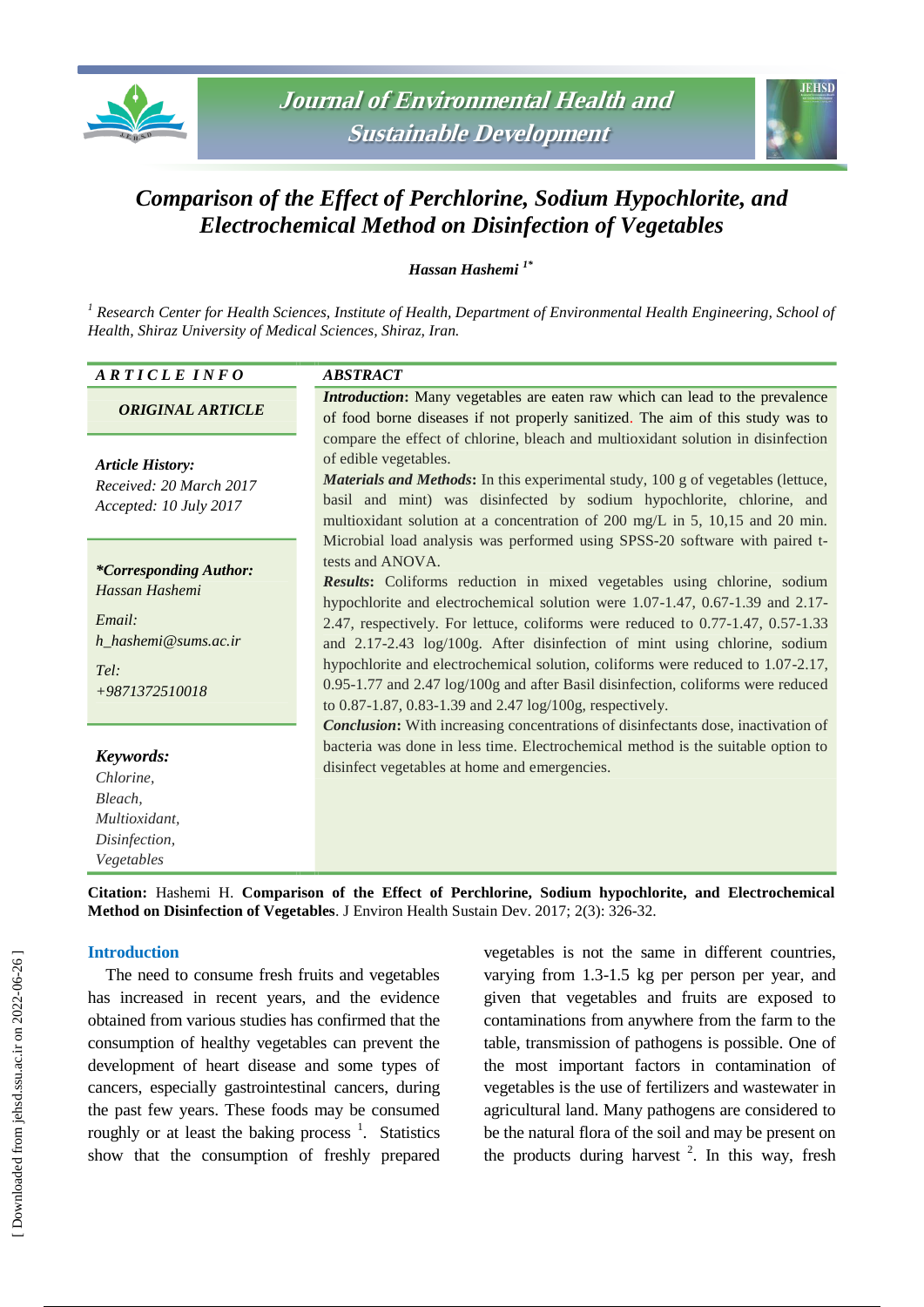# Comparison of the Effect of Perchlorine, Sodium Hypochlorite, and Electrochemical Method on Disinfection of Vegetables

***Hassan Hashemi*** [1*]

*[1] Research Center for Health Sciences, Institute of Health, Department of Environmental Health Engineering, School of Health, Shiraz University of Medical Sciences, Shiraz, Iran.*

**ARTICLE INFO**

***ORIGINAL ARTICLE***

***Article History:***
*Received: 20 March 2017*
*Accepted: 10 July 2017*

***\*Corresponding Author:***
*Hassan Hashemi*

*Email:*
*h_hashemi@sums.ac.ir*

*Tel:*
*+9871372510018*

***Keywords:***
*Chlorine,*
*Bleach,*
*Multioxidant,*
*Disinfection,*
*Vegetables*

**ABSTRACT**

***Introduction*:** Many vegetables are eaten raw which can lead to the prevalence of food borne diseases if not properly sanitized. The aim of this study was to compare the effect of chlorine, bleach and multioxidant solution in disinfection of edible vegetables.

***Materials and Methods*:** In this experimental study, 100 g of vegetables (lettuce, basil and mint) was disinfected by sodium hypochlorite, chlorine, and multioxidant solution at a concentration of 200 mg/L in 5, 10,15 and 20 min. Microbial load analysis was performed using SPSS-20 software with paired t-tests and ANOVA.

***Results*:** Coliforms reduction in mixed vegetables using chlorine, sodium hypochlorite and electrochemical solution were 1.07-1.47, 0.67-1.39 and 2.17-2.47, respectively. For lettuce, coliforms were reduced to 0.77-1.47, 0.57-1.33 and 2.17-2.43 log/100g. After disinfection of mint using chlorine, sodium hypochlorite and electrochemical solution, coliforms were reduced to 1.07-2.17, 0.95-1.77 and 2.47 log/100g and after Basil disinfection, coliforms were reduced to 0.87-1.87, 0.83-1.39 and 2.47 log/100g, respectively.

***Conclusion*:** With increasing concentrations of disinfectants dose, inactivation of bacteria was done in less time. Electrochemical method is the suitable option to disinfect vegetables at home and emergencies.

**Citation:** Hashemi H. **Comparison of the Effect of Perchlorine, Sodium hypochlorite, and Electrochemical Method on Disinfection of Vegetables**. J Environ Health Sustain Dev. 2017; 2(3): 326-32.

## Introduction

The need to consume fresh fruits and vegetables has increased in recent years, and the evidence obtained from various studies has confirmed that the consumption of healthy vegetables can prevent the development of heart disease and some types of cancers, especially gastrointestinal cancers, during the past few years. These foods may be consumed roughly or at least the baking process [1]. Statistics show that the consumption of freshly prepared vegetables is not the same in different countries, varying from 1.3-1.5 kg per person per year, and given that vegetables and fruits are exposed to contaminations from anywhere from the farm to the table, transmission of pathogens is possible. One of the most important factors in contamination of vegetables is the use of fertilizers and wastewater in agricultural land. Many pathogens are considered to be the natural flora of the soil and may be present on the products during harvest [2]. In this way, fresh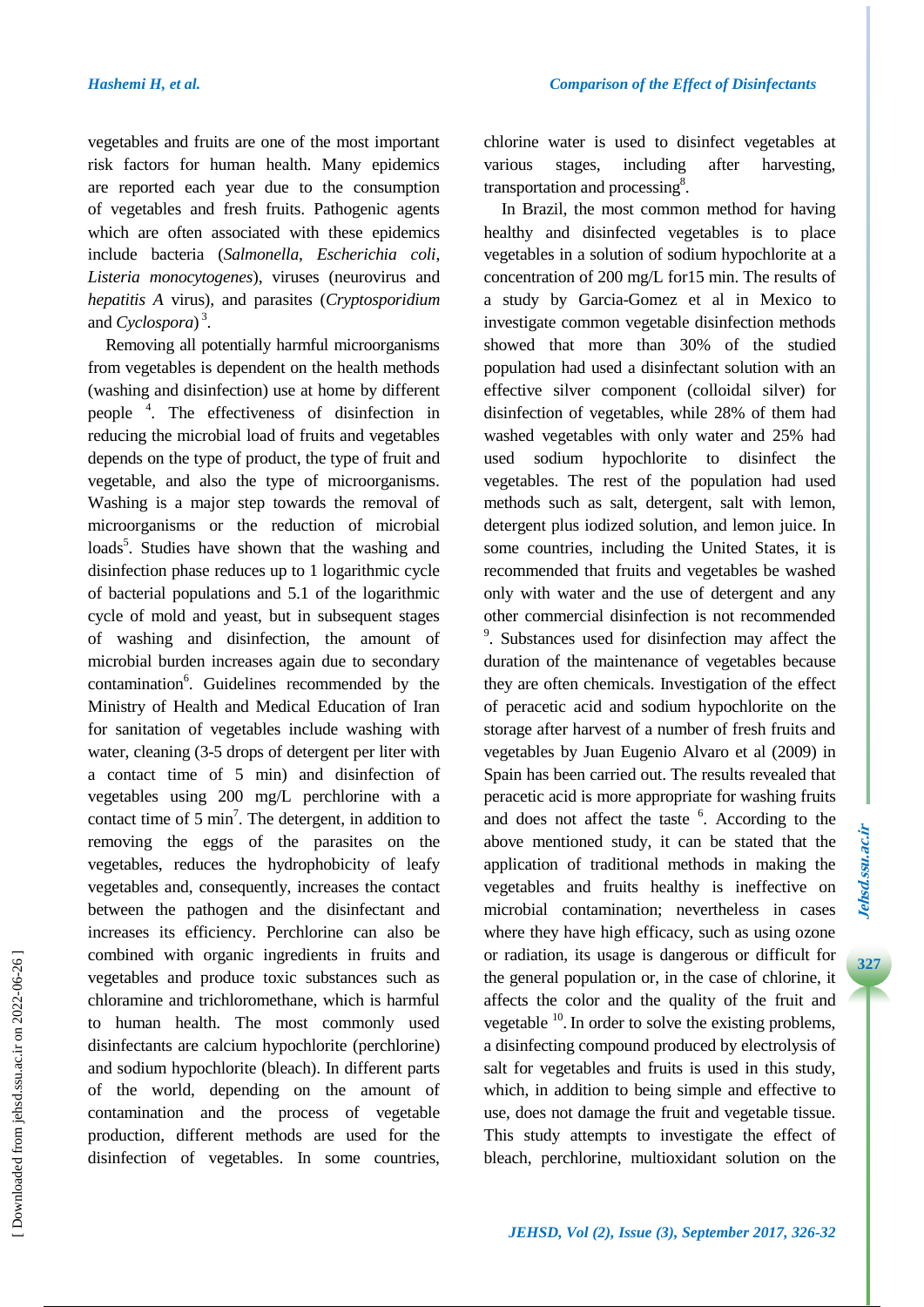vegetables and fruits are one of the most important risk factors for human health. Many epidemics are reported each year due to the consumption of vegetables and fresh fruits. Pathogenic agents which are often associated with these epidemics include bacteria (*Salmonella*, *Escherichia coli*, *Listeria monocytogenes*), viruses (neurovirus and *hepatitis A* virus), and parasites (*Cryptosporidium* and *Cyclospora*) [3].

Removing all potentially harmful microorganisms from vegetables is dependent on the health methods (washing and disinfection) use at home by different people [4]. The effectiveness of disinfection in reducing the microbial load of fruits and vegetables depends on the type of product, the type of fruit and vegetable, and also the type of microorganisms. Washing is a major step towards the removal of microorganisms or the reduction of microbial loads[5]. Studies have shown that the washing and disinfection phase reduces up to 1 logarithmic cycle of bacterial populations and 5.1 of the logarithmic cycle of mold and yeast, but in subsequent stages of washing and disinfection, the amount of microbial burden increases again due to secondary contamination[6]. Guidelines recommended by the Ministry of Health and Medical Education of Iran for sanitation of vegetables include washing with water, cleaning (3-5 drops of detergent per liter with a contact time of 5 min) and disinfection of vegetables using 200 mg/L perchlorine with a contact time of 5 min[7]. The detergent, in addition to removing the eggs of the parasites on the vegetables, reduces the hydrophobicity of leafy vegetables and, consequently, increases the contact between the pathogen and the disinfectant and increases its efficiency. Perchlorine can also be combined with organic ingredients in fruits and vegetables and produce toxic substances such as chloramine and trichloromethane, which is harmful to human health. The most commonly used disinfectants are calcium hypochlorite (perchlorine) and sodium hypochlorite (bleach). In different parts of the world, depending on the amount of contamination and the process of vegetable production, different methods are used for the disinfection of vegetables. In some countries, chlorine water is used to disinfect vegetables at various stages, including after harvesting, transportation and processing[8].

In Brazil, the most common method for having healthy and disinfected vegetables is to place vegetables in a solution of sodium hypochlorite at a concentration of 200 mg/L for15 min. The results of a study by Garcia-Gomez et al in Mexico to investigate common vegetable disinfection methods showed that more than 30% of the studied population had used a disinfectant solution with an effective silver component (colloidal silver) for disinfection of vegetables, while 28% of them had washed vegetables with only water and 25% had used sodium hypochlorite to disinfect the vegetables. The rest of the population had used methods such as salt, detergent, salt with lemon, detergent plus iodized solution, and lemon juice. In some countries, including the United States, it is recommended that fruits and vegetables be washed only with water and the use of detergent and any other commercial disinfection is not recommended [9]. Substances used for disinfection may affect the duration of the maintenance of vegetables because they are often chemicals. Investigation of the effect of peracetic acid and sodium hypochlorite on the storage after harvest of a number of fresh fruits and vegetables by Juan Eugenio Alvaro et al (2009) in Spain has been carried out. The results revealed that peracetic acid is more appropriate for washing fruits and does not affect the taste [6]. According to the above mentioned study, it can be stated that the application of traditional methods in making the vegetables and fruits healthy is ineffective on microbial contamination; nevertheless in cases where they have high efficacy, such as using ozone or radiation, its usage is dangerous or difficult for the general population or, in the case of chlorine, it affects the color and the quality of the fruit and vegetable [10]. In order to solve the existing problems, a disinfecting compound produced by electrolysis of salt for vegetables and fruits is used in this study, which, in addition to being simple and effective to use, does not damage the fruit and vegetable tissue. This study attempts to investigate the effect of bleach, perchlorine, multioxidant solution on the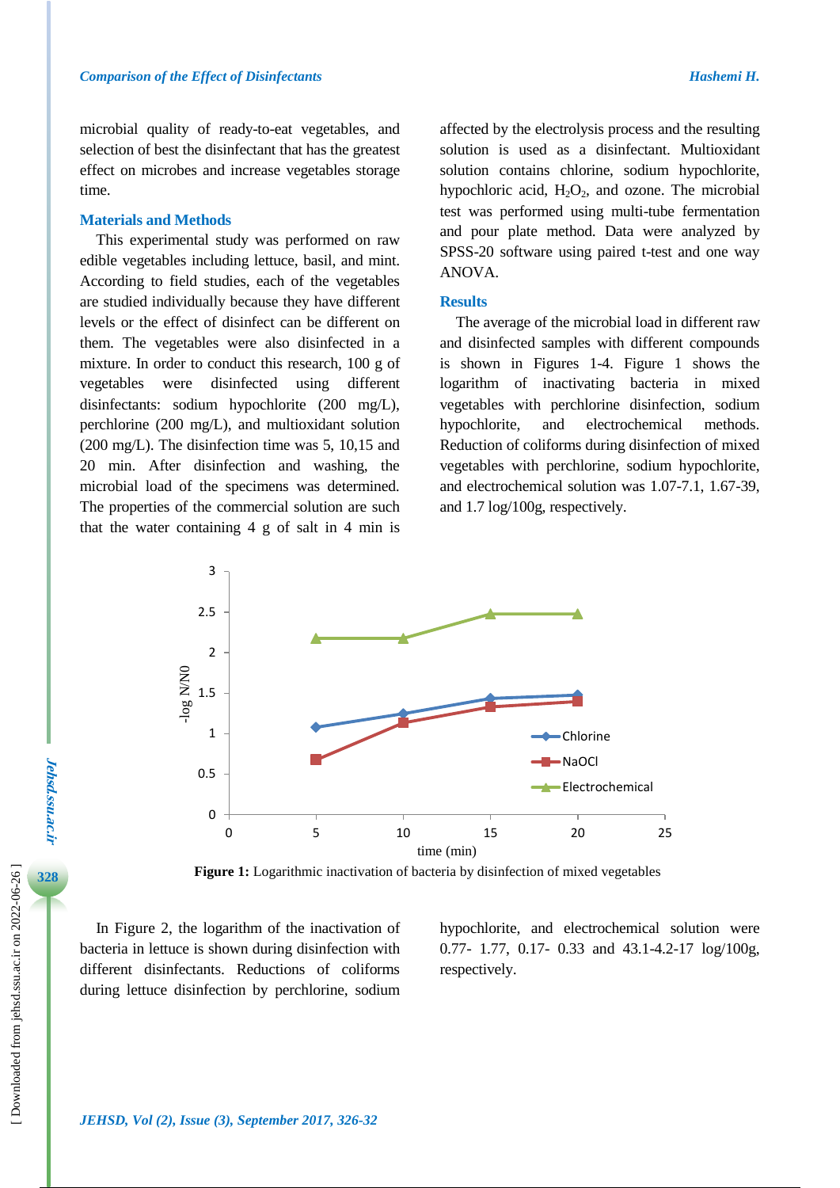microbial quality of ready-to-eat vegetables, and selection of best the disinfectant that has the greatest effect on microbes and increase vegetables storage time.

## Materials and Methods

This experimental study was performed on raw edible vegetables including lettuce, basil, and mint. According to field studies, each of the vegetables are studied individually because they have different levels or the effect of disinfect can be different on them. The vegetables were also disinfected in a mixture. In order to conduct this research, 100 g of vegetables were disinfected using different disinfectants: sodium hypochlorite (200 mg/L), perchlorine (200 mg/L), and multioxidant solution (200 mg/L). The disinfection time was 5, 10,15 and 20 min. After disinfection and washing, the microbial load of the specimens was determined. The properties of the commercial solution are such that the water containing 4 g of salt in 4 min is affected by the electrolysis process and the resulting solution is used as a disinfectant. Multioxidant solution contains chlorine, sodium hypochlorite, hypochloric acid, $H_2O_2$, and ozone. The microbial test was performed using multi-tube fermentation and pour plate method. Data were analyzed by SPSS-20 software using paired t-test and one way ANOVA.

## Results

The average of the microbial load in different raw and disinfected samples with different compounds is shown in Figures 1-4. Figure 1 shows the logarithm of inactivating bacteria in mixed vegetables with perchlorine disinfection, sodium hypochlorite, and electrochemical methods. Reduction of coliforms during disinfection of mixed vegetables with perchlorine, sodium hypochlorite, and electrochemical solution was 1.07-7.1, 1.67-39, and 1.7 log/100g, respectively.

**Figure 1:** Logarithmic inactivation of bacteria by disinfection of mixed vegetables

In Figure 2, the logarithm of the inactivation of bacteria in lettuce is shown during disinfection with different disinfectants. Reductions of coliforms during lettuce disinfection by perchlorine, sodium hypochlorite, and electrochemical solution were 0.77- 1.77, 0.17- 0.33 and 43.1-4.2-17 log/100g, respectively.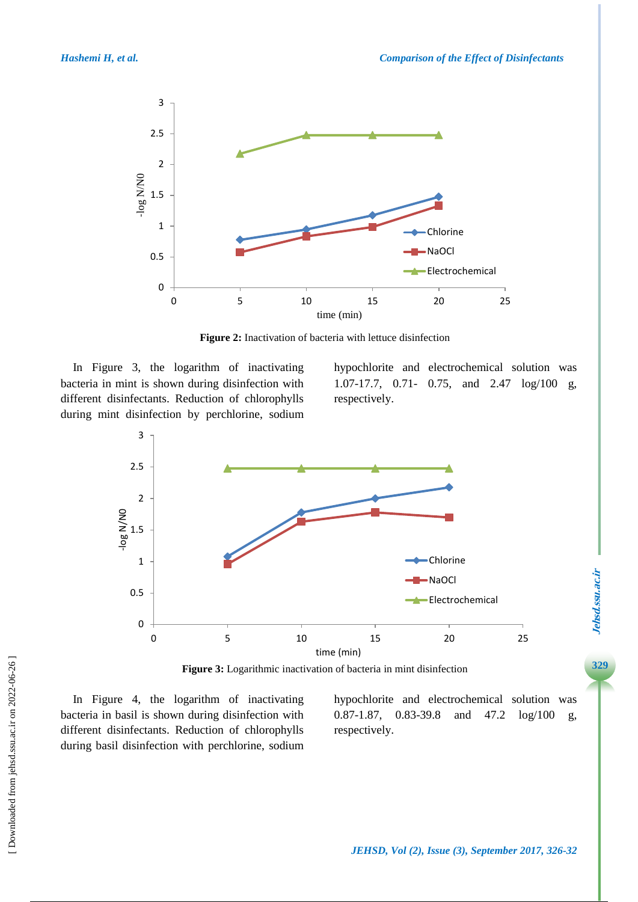**Figure 2:** Inactivation of bacteria with lettuce disinfection

In Figure 3, the logarithm of inactivating bacteria in mint is shown during disinfection with different disinfectants. Reduction of chlorophylls during mint disinfection by perchlorine, sodium hypochlorite and electrochemical solution was 1.07-17.7, 0.71- 0.75, and 2.47 log/100 g, respectively.

**Figure 3:** Logarithmic inactivation of bacteria in mint disinfection

In Figure 4, the logarithm of inactivating bacteria in basil is shown during disinfection with different disinfectants. Reduction of chlorophylls during basil disinfection with perchlorine, sodium hypochlorite and electrochemical solution was 0.87-1.87, 0.83-39.8 and 47.2 log/100 g, respectively.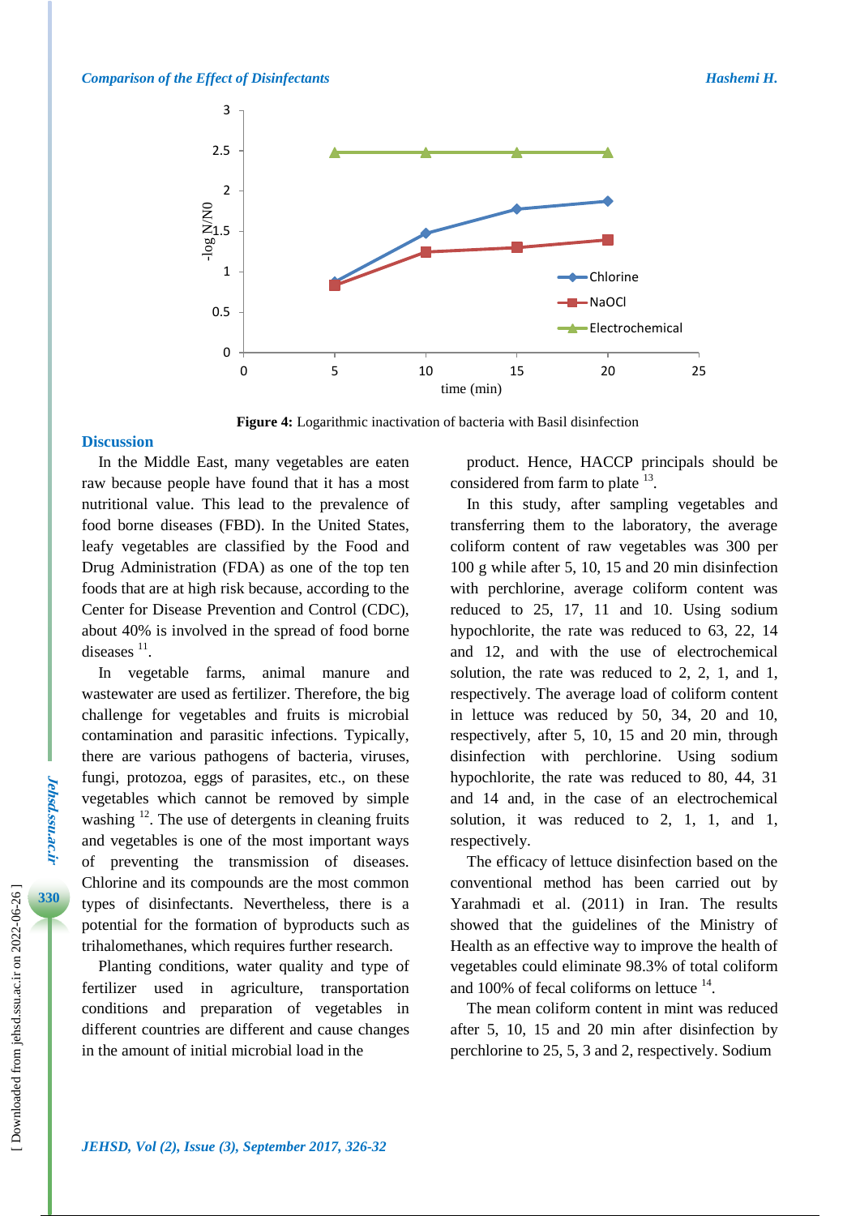Figure 4: Logarithmic inactivation of bacteria with Basil disinfection

## Discussion

In the Middle East, many vegetables are eaten raw because people have found that it has a most nutritional value. This lead to the prevalence of food borne diseases (FBD). In the United States, leafy vegetables are classified by the Food and Drug Administration (FDA) as one of the top ten foods that are at high risk because, according to the Center for Disease Prevention and Control (CDC), about 40% is involved in the spread of food borne diseases [11].

In vegetable farms, animal manure and wastewater are used as fertilizer. Therefore, the big challenge for vegetables and fruits is microbial contamination and parasitic infections. Typically, there are various pathogens of bacteria, viruses, fungi, protozoa, eggs of parasites, etc., on these vegetables which cannot be removed by simple washing [12]. The use of detergents in cleaning fruits and vegetables is one of the most important ways of preventing the transmission of diseases. Chlorine and its compounds are the most common types of disinfectants. Nevertheless, there is a potential for the formation of byproducts such as trihalomethanes, which requires further research.

Planting conditions, water quality and type of fertilizer used in agriculture, transportation conditions and preparation of vegetables in different countries are different and cause changes in the amount of initial microbial load in the product. Hence, HACCP principals should be considered from farm to plate [13].

In this study, after sampling vegetables and transferring them to the laboratory, the average coliform content of raw vegetables was 300 per 100 g while after 5, 10, 15 and 20 min disinfection with perchlorine, average coliform content was reduced to 25, 17, 11 and 10. Using sodium hypochlorite, the rate was reduced to 63, 22, 14 and 12, and with the use of electrochemical solution, the rate was reduced to 2, 2, 1, and 1, respectively. The average load of coliform content in lettuce was reduced by 50, 34, 20 and 10, respectively, after 5, 10, 15 and 20 min, through disinfection with perchlorine. Using sodium hypochlorite, the rate was reduced to 80, 44, 31 and 14 and, in the case of an electrochemical solution, it was reduced to 2, 1, 1, and 1, respectively.

The efficacy of lettuce disinfection based on the conventional method has been carried out by Yarahmadi et al. (2011) in Iran. The results showed that the guidelines of the Ministry of Health as an effective way to improve the health of vegetables could eliminate 98.3% of total coliform and 100% of fecal coliforms on lettuce [14].

The mean coliform content in mint was reduced after 5, 10, 15 and 20 min after disinfection by perchlorine to 25, 5, 3 and 2, respectively. Sodium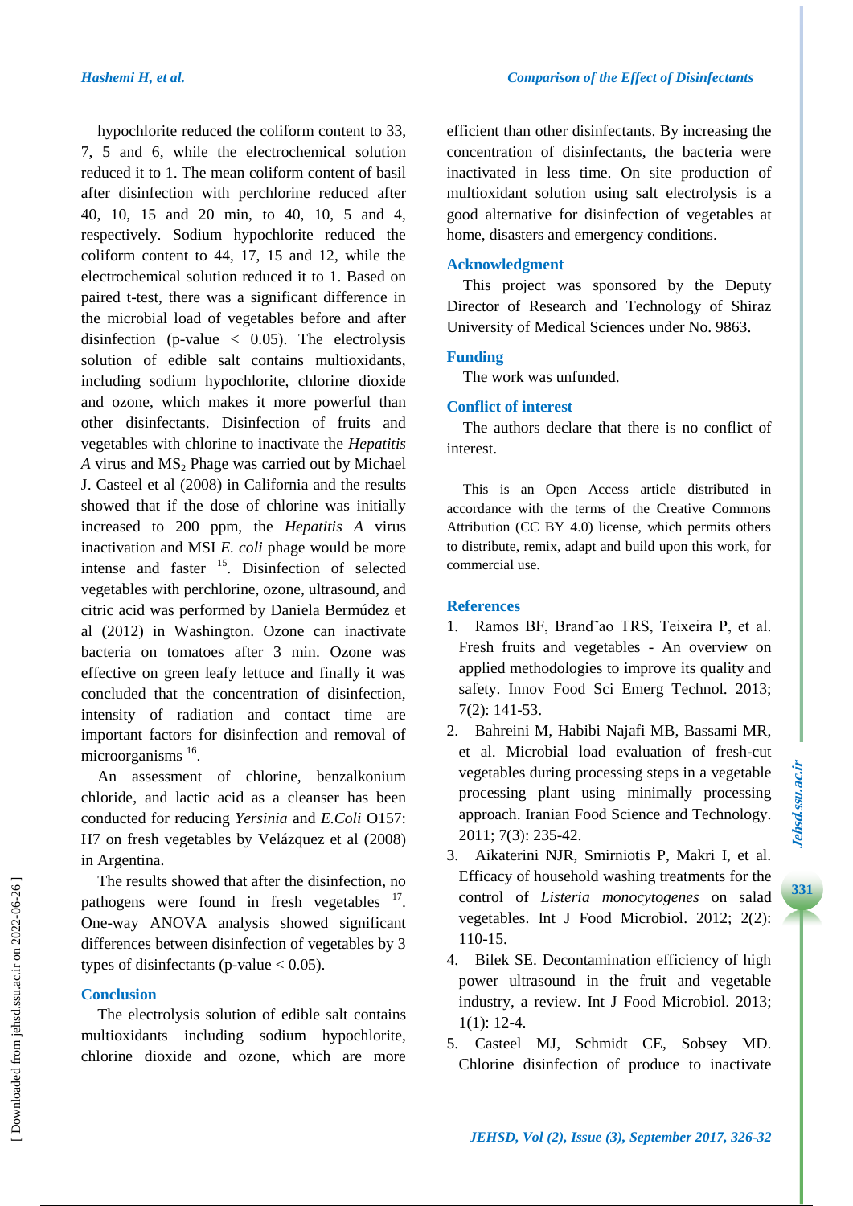hypochlorite reduced the coliform content to 33, 7, 5 and 6, while the electrochemical solution reduced it to 1. The mean coliform content of basil after disinfection with perchlorine reduced after 40, 10, 15 and 20 min, to 40, 10, 5 and 4, respectively. Sodium hypochlorite reduced the coliform content to 44, 17, 15 and 12, while the electrochemical solution reduced it to 1. Based on paired t-test, there was a significant difference in the microbial load of vegetables before and after disinfection (p-value < 0.05). The electrolysis solution of edible salt contains multioxidants, including sodium hypochlorite, chlorine dioxide and ozone, which makes it more powerful than other disinfectants. Disinfection of fruits and vegetables with chlorine to inactivate the *Hepatitis A* virus and $MS_2$ Phage was carried out by Michael J. Casteel et al (2008) in California and the results showed that if the dose of chlorine was initially increased to 200 ppm, the *Hepatitis A* virus inactivation and MSI *E. coli* phage would be more intense and faster [15]. Disinfection of selected vegetables with perchlorine, ozone, ultrasound, and citric acid was performed by Daniela Bermúdez et al (2012) in Washington. Ozone can inactivate bacteria on tomatoes after 3 min. Ozone was effective on green leafy lettuce and finally it was concluded that the concentration of disinfection, intensity of radiation and contact time are important factors for disinfection and removal of microorganisms [16].

An assessment of chlorine, benzalkonium chloride, and lactic acid as a cleanser has been conducted for reducing *Yersinia* and *E.Coli* O157: H7 on fresh vegetables by Velázquez et al (2008) in Argentina.

The results showed that after the disinfection, no pathogens were found in fresh vegetables [17]. One-way ANOVA analysis showed significant differences between disinfection of vegetables by 3 types of disinfectants (p-value < 0.05).

## Conclusion

The electrolysis solution of edible salt contains multioxidants including sodium hypochlorite, chlorine dioxide and ozone, which are more efficient than other disinfectants. By increasing the concentration of disinfectants, the bacteria were inactivated in less time. On site production of multioxidant solution using salt electrolysis is a good alternative for disinfection of vegetables at home, disasters and emergency conditions.

## Acknowledgment

This project was sponsored by the Deputy Director of Research and Technology of Shiraz University of Medical Sciences under No. 9863.

## Funding

The work was unfunded.

## Conflict of interest

The authors declare that there is no conflict of interest.

This is an Open Access article distributed in accordance with the terms of the Creative Commons Attribution (CC BY 4.0) license, which permits others to distribute, remix, adapt and build upon this work, for commercial use.

## References

1. Ramos BF, Brand˜ao TRS, Teixeira P, et al. Fresh fruits and vegetables - An overview on applied methodologies to improve its quality and safety. Innov Food Sci Emerg Technol. 2013; 7(2): 141-53.
2. Bahreini M, Habibi Najafi MB, Bassami MR, et al. Microbial load evaluation of fresh-cut vegetables during processing steps in a vegetable processing plant using minimally processing approach. Iranian Food Science and Technology. 2011; 7(3): 235-42.
3. Aikaterini NJR, Smirniotis P, Makri I, et al. Efficacy of household washing treatments for the control of *Listeria monocytogenes* on salad vegetables. Int J Food Microbiol. 2012; 2(2): 110-15.
4. Bilek SE. Decontamination efficiency of high power ultrasound in the fruit and vegetable industry, a review. Int J Food Microbiol. 2013; 1(1): 12-4.
5. Casteel MJ, Schmidt CE, Sobsey MD. Chlorine disinfection of produce to inactivate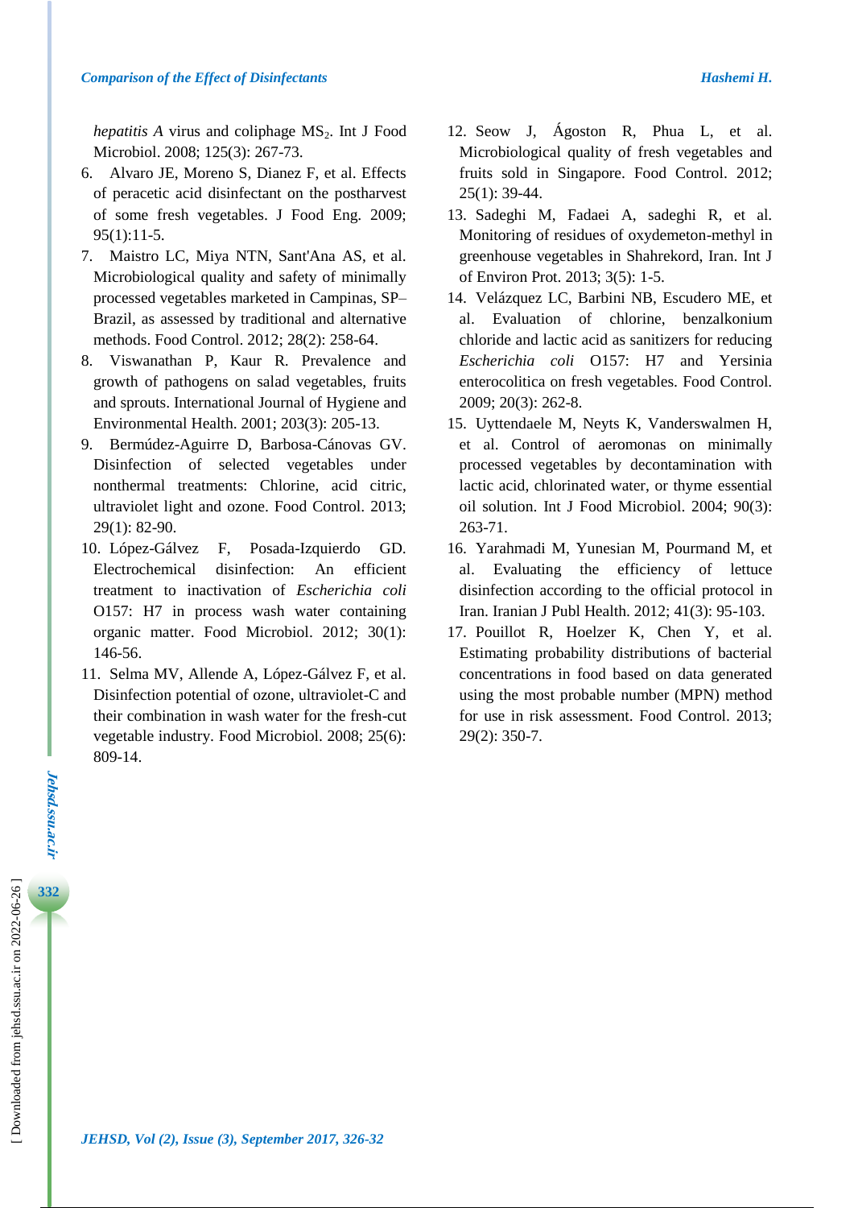*hepatitis A* virus and coliphage $MS_2$. Int J Food Microbiol. 2008; 125(3): 267-73.

6. Alvaro JE, Moreno S, Dianez F, et al. Effects of peracetic acid disinfectant on the postharvest of some fresh vegetables. J Food Eng. 2009; 95(1):11-5.
7. Maistro LC, Miya NTN, Sant'Ana AS, et al. Microbiological quality and safety of minimally processed vegetables marketed in Campinas, SP–Brazil, as assessed by traditional and alternative methods. Food Control. 2012; 28(2): 258-64.
8. Viswanathan P, Kaur R. Prevalence and growth of pathogens on salad vegetables, fruits and sprouts. International Journal of Hygiene and Environmental Health. 2001; 203(3): 205-13.
9. Bermúdez-Aguirre D, Barbosa-Cánovas GV. Disinfection of selected vegetables under nonthermal treatments: Chlorine, acid citric, ultraviolet light and ozone. Food Control. 2013; 29(1): 82-90.
10. López-Gálvez F, Posada-Izquierdo GD. Electrochemical disinfection: An efficient treatment to inactivation of *Escherichia coli* O157: H7 in process wash water containing organic matter. Food Microbiol. 2012; 30(1): 146-56.
11. Selma MV, Allende A, López-Gálvez F, et al. Disinfection potential of ozone, ultraviolet-C and their combination in wash water for the fresh-cut vegetable industry. Food Microbiol. 2008; 25(6): 809-14.
12. Seow J, Ágoston R, Phua L, et al. Microbiological quality of fresh vegetables and fruits sold in Singapore. Food Control. 2012; 25(1): 39-44.
13. Sadeghi M, Fadaei A, sadeghi R, et al. Monitoring of residues of oxydemeton-methyl in greenhouse vegetables in Shahrekord, Iran. Int J of Environ Prot. 2013; 3(5): 1-5.
14. Velázquez LC, Barbini NB, Escudero ME, et al. Evaluation of chlorine, benzalkonium chloride and lactic acid as sanitizers for reducing *Escherichia coli* O157: H7 and Yersinia enterocolitica on fresh vegetables. Food Control. 2009; 20(3): 262-8.
15. Uyttendaele M, Neyts K, Vanderswalmen H, et al. Control of aeromonas on minimally processed vegetables by decontamination with lactic acid, chlorinated water, or thyme essential oil solution. Int J Food Microbiol. 2004; 90(3): 263-71.
16. Yarahmadi M, Yunesian M, Pourmand M, et al. Evaluating the efficiency of lettuce disinfection according to the official protocol in Iran. Iranian J Publ Health. 2012; 41(3): 95-103.
17. Pouillot R, Hoelzer K, Chen Y, et al. Estimating probability distributions of bacterial concentrations in food based on data generated using the most probable number (MPN) method for use in risk assessment. Food Control. 2013; 29(2): 350-7.